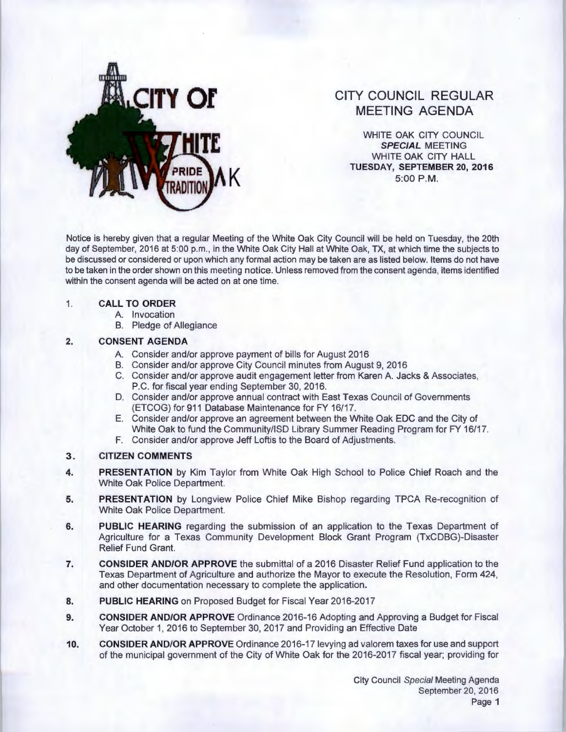CITY OF WHITE OAK

PRIDE TRADITION

# CITY COUNCIL REGULAR MEETING AGENDA

WHITE OAK CITY COUNCIL
***SPECIAL*** **MEETING**
WHITE OAK CITY HALL
**TUESDAY, SEPTEMBER 20, 2016**
5:00 P.M.

Notice is hereby given that a regular Meeting of the White Oak City Council will be held on Tuesday, the 20th day of September, 2016 at 5:00 p.m., in the White Oak City Hall at White Oak, TX, at which time the subjects to be discussed or considered or upon which any formal action may be taken are as listed below. Items do not have to be taken in the order shown on this meeting notice. Unless removed from the consent agenda, items identified within the consent agenda will be acted on at one time.

1. **CALL TO ORDER**
   - A. Invocation
   - B. Pledge of Allegiance

2. **CONSENT AGENDA**
   - A. Consider and/or approve payment of bills for August 2016
   - B. Consider and/or approve City Council minutes from August 9, 2016
   - C. Consider and/or approve audit engagement letter from Karen A. Jacks & Associates, P.C. for fiscal year ending September 30, 2016.
   - D. Consider and/or approve annual contract with East Texas Council of Governments (ETCOG) for 911 Database Maintenance for FY 16/17.
   - E. Consider and/or approve an agreement between the White Oak EDC and the City of White Oak to fund the Community/ISD Library Summer Reading Program for FY 16/17.
   - F. Consider and/or approve Jeff Loftis to the Board of Adjustments.

3. **CITIZEN COMMENTS**

4. **PRESENTATION** by Kim Taylor from White Oak High School to Police Chief Roach and the White Oak Police Department.

5. **PRESENTATION** by Longview Police Chief Mike Bishop regarding TPCA Re-recognition of White Oak Police Department.

6. **PUBLIC HEARING** regarding the submission of an application to the Texas Department of Agriculture for a Texas Community Development Block Grant Program (TxCDBG)-Disaster Relief Fund Grant.

7. **CONSIDER AND/OR APPROVE** the submittal of a 2016 Disaster Relief Fund application to the Texas Department of Agriculture and authorize the Mayor to execute the Resolution, Form 424, and other documentation necessary to complete the application.

8. **PUBLIC HEARING** on Proposed Budget for Fiscal Year 2016-2017

9. **CONSIDER AND/OR APPROVE** Ordinance 2016-16 Adopting and Approving a Budget for Fiscal Year October 1, 2016 to September 30, 2017 and Providing an Effective Date

10. **CONSIDER AND/OR APPROVE** Ordinance 2016-17 levying ad valorem taxes for use and support of the municipal government of the City of White Oak for the 2016-2017 fiscal year; providing for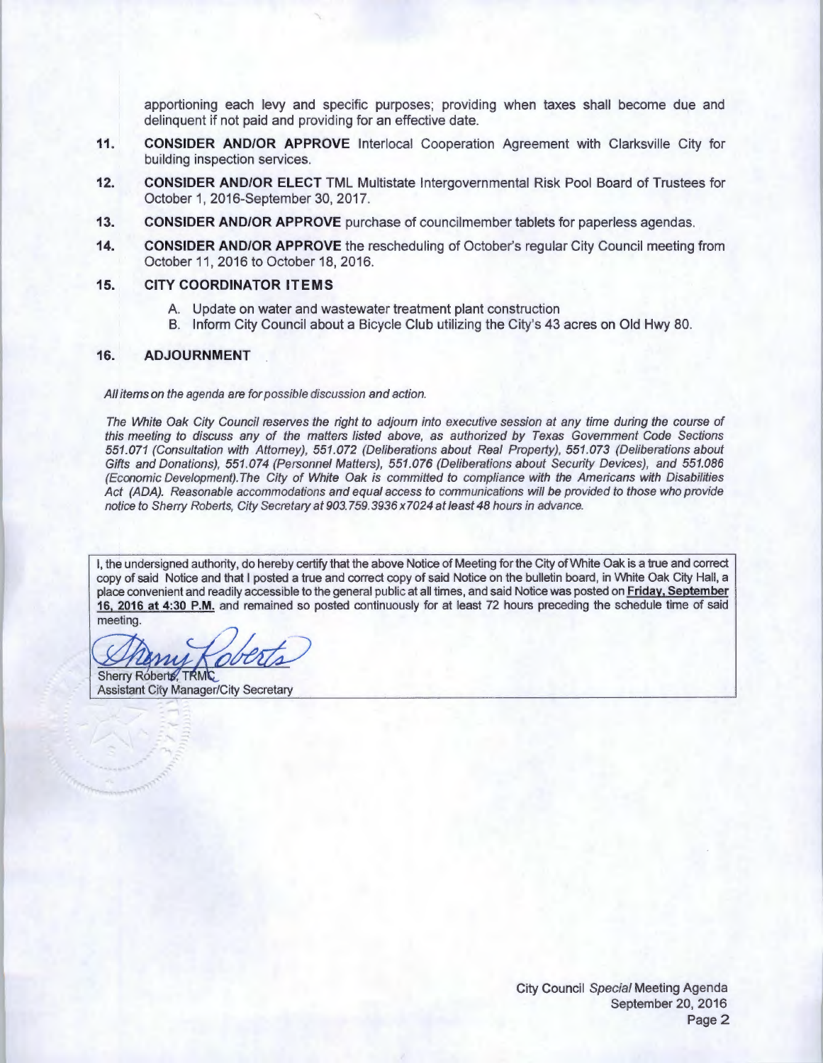apportioning each levy and specific purposes; providing when taxes shall become due and delinquent if not paid and providing for an effective date.

11. **CONSIDER AND/OR APPROVE** Interlocal Cooperation Agreement with Clarksville City for building inspection services.

12. **CONSIDER AND/OR ELECT** TML Multistate Intergovernmental Risk Pool Board of Trustees for October 1, 2016-September 30, 2017.

13. **CONSIDER AND/OR APPROVE** purchase of councilmember tablets for paperless agendas.

14. **CONSIDER AND/OR APPROVE** the rescheduling of October's regular City Council meeting from October 11, 2016 to October 18, 2016.

15. **CITY COORDINATOR ITEMS**

    A. Update on water and wastewater treatment plant construction

    B. Inform City Council about a Bicycle Club utilizing the City's 43 acres on Old Hwy 80.

16. **ADJOURNMENT**

*All items on the agenda are for possible discussion and action.*

*The White Oak City Council reserves the right to adjourn into executive session at any time during the course of this meeting to discuss any of the matters listed above, as authorized by Texas Government Code Sections 551.071 (Consultation with Attorney), 551.072 (Deliberations about Real Property), 551.073 (Deliberations about Gifts and Donations), 551.074 (Personnel Matters), 551.076 (Deliberations about Security Devices), and 551.086 (Economic Development).The City of White Oak is committed to compliance with the Americans with Disabilities Act (ADA). Reasonable accommodations and equal access to communications will be provided to those who provide notice to Sherry Roberts, City Secretary at 903.759.3936 x7024 at least 48 hours in advance.*

I, the undersigned authority, do hereby certify that the above Notice of Meeting for the City of White Oak is a true and correct copy of said Notice and that I posted a true and correct copy of said Notice on the bulletin board, in White Oak City Hall, a place convenient and readily accessible to the general public at all times, and said Notice was posted on **Friday, September 16, 2016 at 4:30 P.M.** and remained so posted continuously for at least 72 hours preceding the schedule time of said meeting.

Sherry Roberts, TRMC
Assistant City Manager/City Secretary

City Council *Special* Meeting Agenda
September 20, 2016